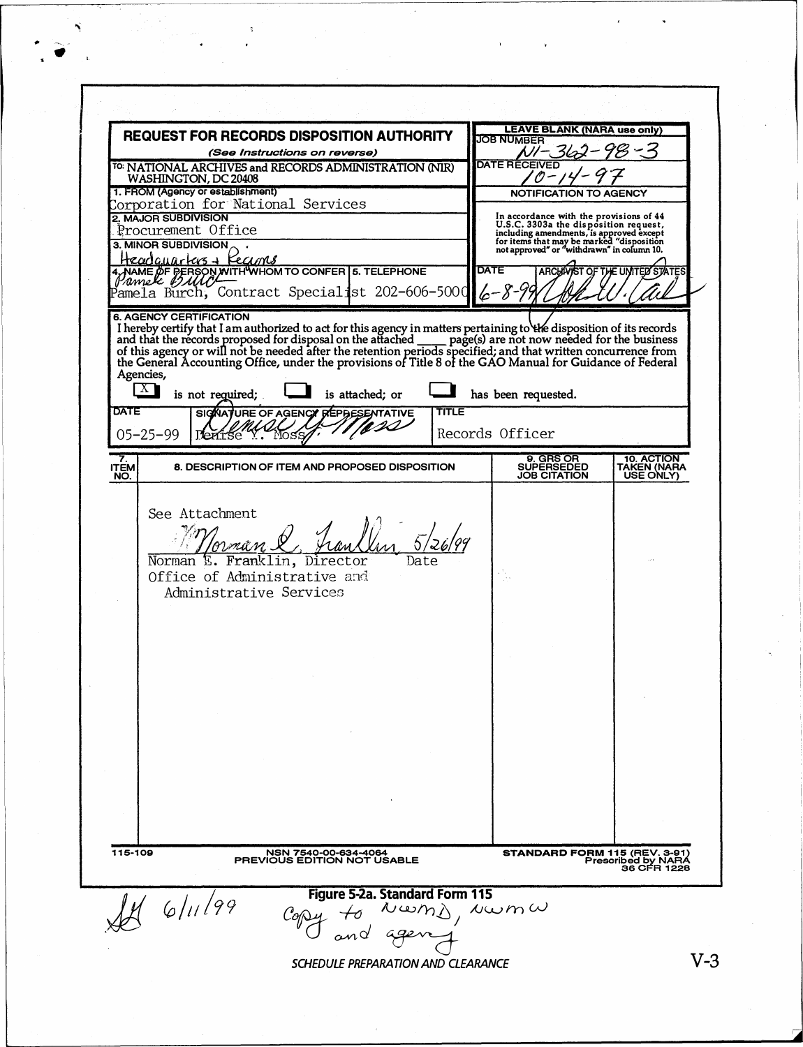# REQUEST FOR RECORDS DISPOSITION AUTHORITY

*(See Instructions on reverse)*

TO: NATIONAL ARCHIVES and RECORDS ADMINISTRATION (NIR)
WASHINGTON, DC 20408

| | |
|---|---|
| **LEAVE BLANK (NARA use only)** | |
| JOB NUMBER | N1-362-98-3 |
| DATE RECEIVED | 10-14-97 |

**1. FROM (Agency or establishment)**
Corporation for National Services

**2. MAJOR SUBDIVISION**
Procurement Office

**3. MINOR SUBDIVISION**
Headquarters + Regions

**4. NAME OF PERSON WITH WHOM TO CONFER**
Pamela Burch, Contract Specialist

**5. TELEPHONE**
202-606-5000

**NOTIFICATION TO AGENCY**

In accordance with the provisions of 44 U.S.C. 3303a the disposition request, including amendments, is approved except for items that may be marked "disposition not approved" or "withdrawn" in column 10.

| DATE | ARCHIVIST OF THE UNITED STATES |
|---|---|
| 6-8-99 | John W. Carlin |

**6. AGENCY CERTIFICATION**

I hereby certify that I am authorized to act for this agency in matters pertaining to the disposition of its records and that the records proposed for disposal on the attached _____ page(s) are not now needed for the business of this agency or will not be needed after the retention periods specified; and that written concurrence from the General Accounting Office, under the provisions of Title 8 of the GAO Manual for Guidance of Federal Agencies,

[X] is not required; [ ] is attached; or [ ] has been requested.

| DATE | SIGNATURE OF AGENCY REPRESENTATIVE | TITLE |
|---|---|---|
| 05-25-99 | Denise Y. Moss | Records Officer |

| 7. ITEM NO. | 8. DESCRIPTION OF ITEM AND PROPOSED DISPOSITION | 9. GRS OR SUPERSEDED JOB CITATION | 10. ACTION TAKEN (NARA USE ONLY) |
|---|---|---|---|
| | See Attachment<br><br>Norman E. Franklin 5/26/99<br>Norman E. Franklin, Director Date<br>Office of Administrative and Administrative Services | | |

115-109 NSN 7540-00-634-4064 PREVIOUS EDITION NOT USABLE

STANDARD FORM 115 (REV. 3-91) Prescribed by NARA 36 CFR 1228

**Figure 5-2a. Standard Form 115**

6/11/99 Copy to NWMD, NWMW and agency

SCHEDULE PREPARATION AND CLEARANCE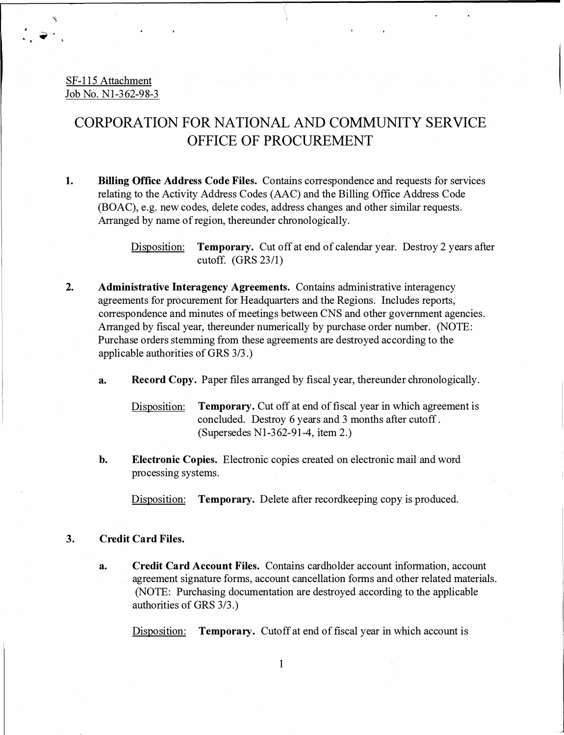SF-115 Attachment
Job No. N1-362-98-3

# CORPORATION FOR NATIONAL AND COMMUNITY SERVICE OFFICE OF PROCUREMENT

1. **Billing Office Address Code Files.** Contains correspondence and requests for services relating to the Activity Address Codes (AAC) and the Billing Office Address Code (BOAC), e.g. new codes, delete codes, address changes and other similar requests. Arranged by name of region, thereunder chronologically.

   Disposition: **Temporary.** Cut off at end of calendar year. Destroy 2 years after cutoff. (GRS 23/1)

2. **Administrative Interagency Agreements.** Contains administrative interagency agreements for procurement for Headquarters and the Regions. Includes reports, correspondence and minutes of meetings between CNS and other government agencies. Arranged by fiscal year, thereunder numerically by purchase order number. (NOTE: Purchase orders stemming from these agreements are destroyed according to the applicable authorities of GRS 3/3.)

   a. **Record Copy.** Paper files arranged by fiscal year, thereunder chronologically.

      Disposition: **Temporary.** Cut off at end of fiscal year in which agreement is concluded. Destroy 6 years and 3 months after cutoff. (Supersedes N1-362-91-4, item 2.)

   b. **Electronic Copies.** Electronic copies created on electronic mail and word processing systems.

      Disposition: **Temporary.** Delete after recordkeeping copy is produced.

3. **Credit Card Files.**

   a. **Credit Card Account Files.** Contains cardholder account information, account agreement signature forms, account cancellation forms and other related materials. (NOTE: Purchasing documentation are destroyed according to the applicable authorities of GRS 3/3.)

      Disposition: **Temporary.** Cutoff at end of fiscal year in which account is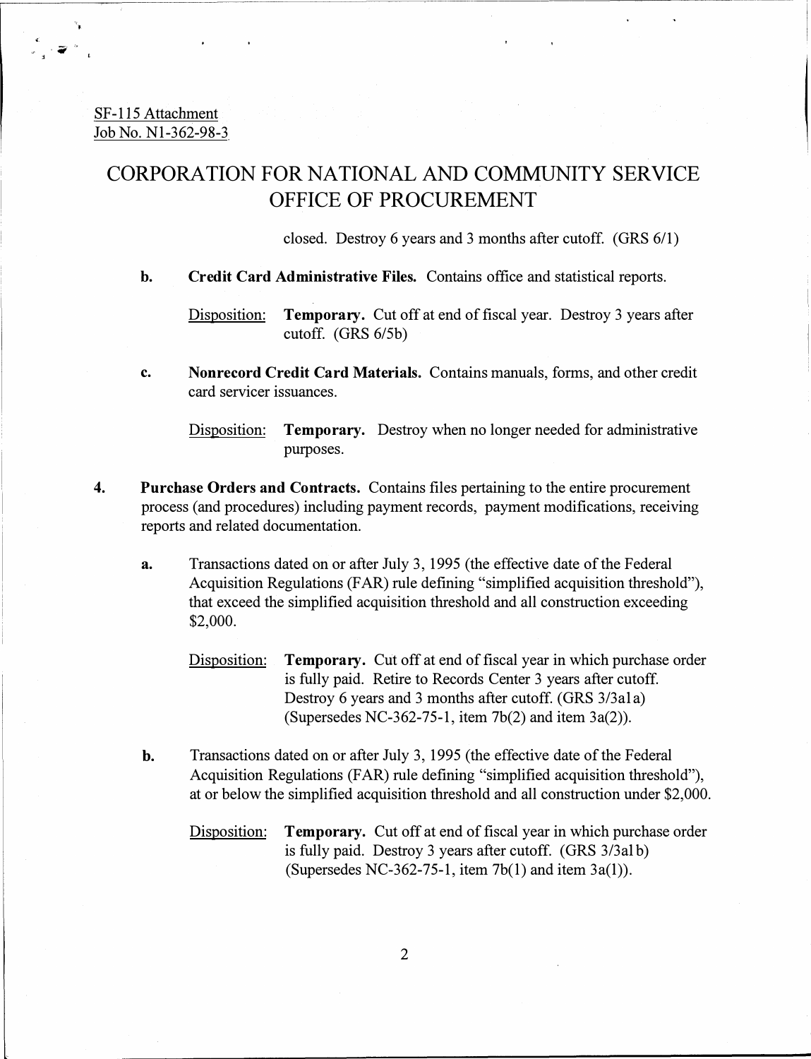SF-115 Attachment
Job No. N1-362-98-3

# CORPORATION FOR NATIONAL AND COMMUNITY SERVICE
# OFFICE OF PROCUREMENT

closed. Destroy 6 years and 3 months after cutoff. (GRS 6/1)

**b.** **Credit Card Administrative Files.** Contains office and statistical reports.

Disposition: **Temporary.** Cut off at end of fiscal year. Destroy 3 years after cutoff. (GRS 6/5b)

**c.** **Nonrecord Credit Card Materials.** Contains manuals, forms, and other credit card servicer issuances.

Disposition: **Temporary.** Destroy when no longer needed for administrative purposes.

**4.** **Purchase Orders and Contracts.** Contains files pertaining to the entire procurement process (and procedures) including payment records, payment modifications, receiving reports and related documentation.

**a.** Transactions dated on or after July 3, 1995 (the effective date of the Federal Acquisition Regulations (FAR) rule defining "simplified acquisition threshold"), that exceed the simplified acquisition threshold and all construction exceeding $2,000.

Disposition: **Temporary.** Cut off at end of fiscal year in which purchase order is fully paid. Retire to Records Center 3 years after cutoff. Destroy 6 years and 3 months after cutoff. (GRS 3/3a1a) (Supersedes NC-362-75-1, item 7b(2) and item 3a(2)).

**b.** Transactions dated on or after July 3, 1995 (the effective date of the Federal Acquisition Regulations (FAR) rule defining "simplified acquisition threshold"), at or below the simplified acquisition threshold and all construction under $2,000.

Disposition: **Temporary.** Cut off at end of fiscal year in which purchase order is fully paid. Destroy 3 years after cutoff. (GRS 3/3a1b) (Supersedes NC-362-75-1, item 7b(1) and item 3a(1)).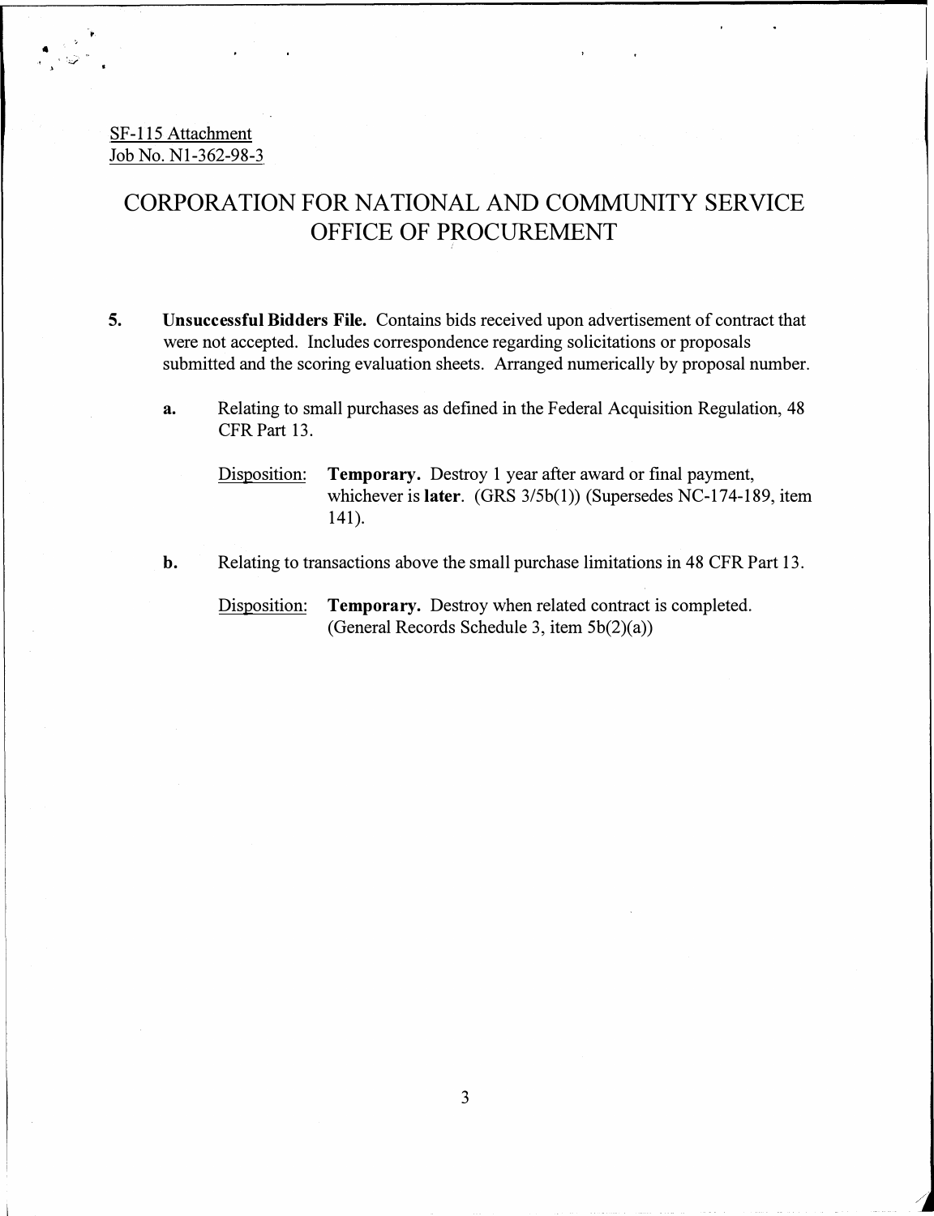SF-115 Attachment
Job No. N1-362-98-3

# CORPORATION FOR NATIONAL AND COMMUNITY SERVICE OFFICE OF PROCUREMENT

**5. Unsuccessful Bidders File.** Contains bids received upon advertisement of contract that were not accepted. Includes correspondence regarding solicitations or proposals submitted and the scoring evaluation sheets. Arranged numerically by proposal number.

**a.** Relating to small purchases as defined in the Federal Acquisition Regulation, 48 CFR Part 13.

Disposition: **Temporary.** Destroy 1 year after award or final payment, whichever is **later**. (GRS 3/5b(1)) (Supersedes NC-174-189, item 141).

**b.** Relating to transactions above the small purchase limitations in 48 CFR Part 13.

Disposition: **Temporary.** Destroy when related contract is completed. (General Records Schedule 3, item 5b(2)(a))